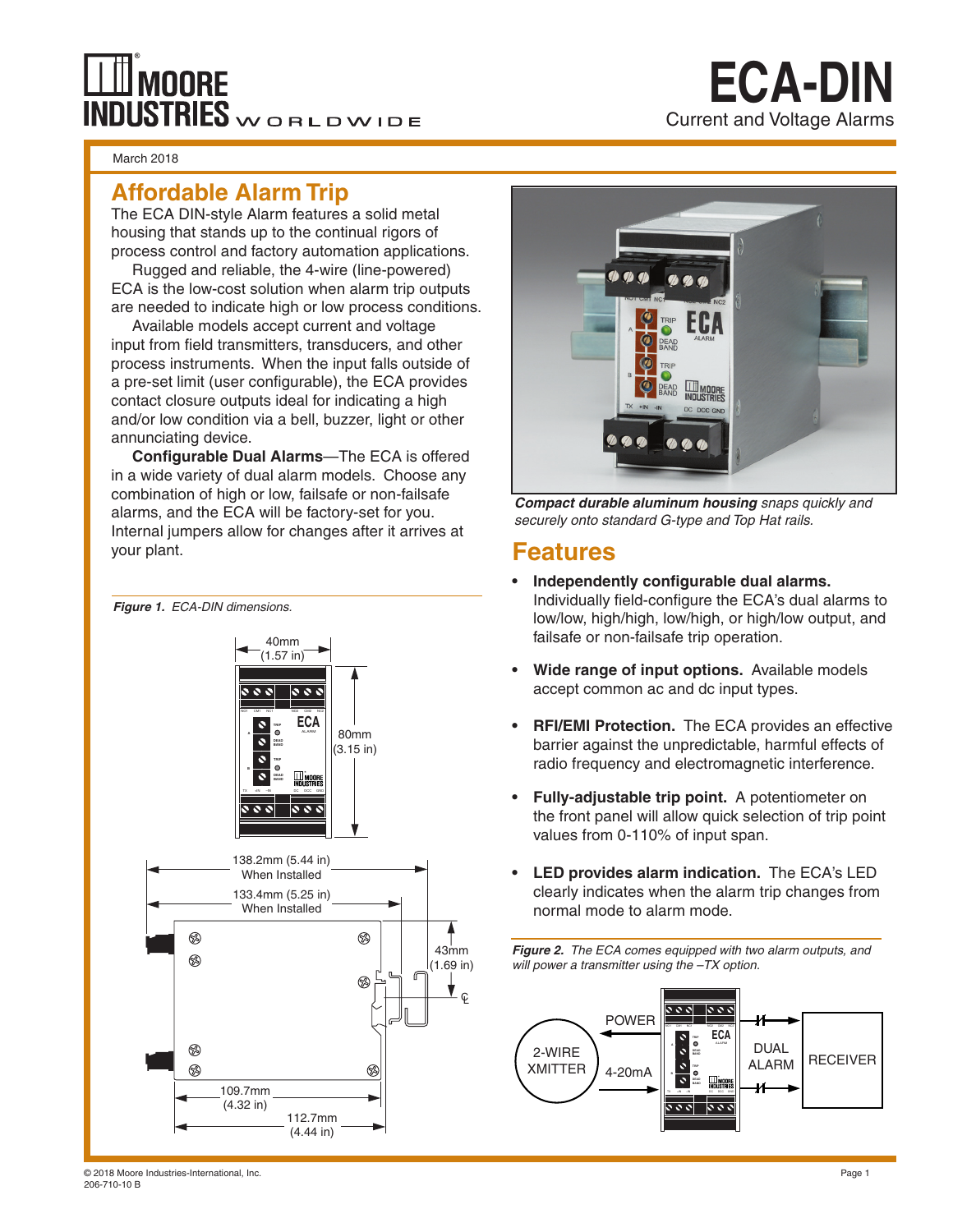# ECA-DIN

Current and Voltage Alarms

March 2018

## Affordable Alarm Trip

The ECA DIN-style Alarm features a solid metal housing that stands up to the continual rigors of process control and factory automation applications.

Rugged and reliable, the 4-wire (line-powered) ECA is the low-cost solution when alarm trip outputs are needed to indicate high or low process conditions.

Available models accept current and voltage input from field transmitters, transducers, and other process instruments. When the input falls outside of a pre-set limit (user configurable), the ECA provides contact closure outputs ideal for indicating a high and/or low condition via a bell, buzzer, light or other annunciating device.

**Configurable Dual Alarms**—The ECA is offered in a wide variety of dual alarm models. Choose any combination of high or low, failsafe or non-failsafe alarms, and the ECA will be factory-set for you. Internal jumpers allow for changes after it arrives at your plant.

***Figure 1.*** *ECA-DIN dimensions.*

***Compact durable aluminum housing*** *snaps quickly and securely onto standard G-type and Top Hat rails.*

## Features

- **Independently configurable dual alarms.** Individually field-configure the ECA's dual alarms to low/low, high/high, low/high, or high/low output, and failsafe or non-failsafe trip operation.
- **Wide range of input options.** Available models accept common ac and dc input types.
- **RFI/EMI Protection.** The ECA provides an effective barrier against the unpredictable, harmful effects of radio frequency and electromagnetic interference.
- **Fully-adjustable trip point.** A potentiometer on the front panel will allow quick selection of trip point values from 0-110% of input span.
- **LED provides alarm indication.** The ECA's LED clearly indicates when the alarm trip changes from normal mode to alarm mode.

***Figure 2.*** *The ECA comes equipped with two alarm outputs, and will power a transmitter using the –TX option.*

© 2018 Moore Industries-International, Inc.
206-710-10 B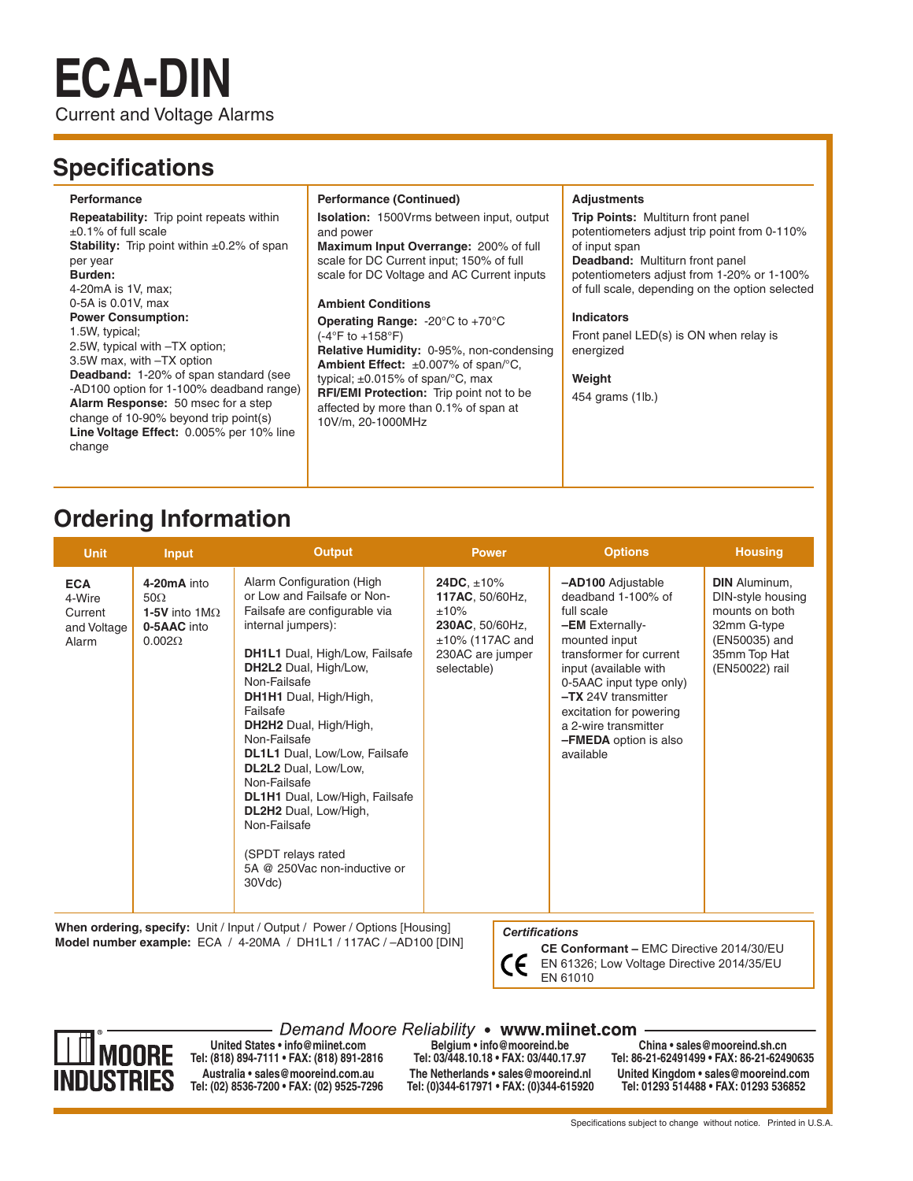# ECA-DIN

Current and Voltage Alarms

## Specifications

### Performance

**Repeatability:** Trip point repeats within ±0.1% of full scale
**Stability:** Trip point within ±0.2% of span per year
**Burden:**
4-20mA is 1V, max;
0-5A is 0.01V, max
**Power Consumption:**
1.5W, typical;
2.5W, typical with –TX option;
3.5W max, with –TX option
**Deadband:** 1-20% of span standard (see -AD100 option for 1-100% deadband range)
**Alarm Response:** 50 msec for a step change of 10-90% beyond trip point(s)
**Line Voltage Effect:** 0.005% per 10% line change

### Performance (Continued)

**Isolation:** 1500Vrms between input, output and power
**Maximum Input Overrange:** 200% of full scale for DC Current input; 150% of full scale for DC Voltage and AC Current inputs

### Ambient Conditions

**Operating Range:** -20°C to +70°C (-4°F to +158°F)
**Relative Humidity:** 0-95%, non-condensing
**Ambient Effect:** ±0.007% of span/°C, typical; ±0.015% of span/°C, max
**RFI/EMI Protection:** Trip point not to be affected by more than 0.1% of span at 10V/m, 20-1000MHz

### Adjustments

**Trip Points:** Multiturn front panel potentiometers adjust trip point from 0-110% of input span
**Deadband:** Multiturn front panel potentiometers adjust from 1-20% or 1-100% of full scale, depending on the option selected

### Indicators

Front panel LED(s) is ON when relay is energized

### Weight

454 grams (1lb.)

## Ordering Information

| Unit | Input | Output | Power | Options | Housing |
|---|---|---|---|---|---|
| **ECA** 4-Wire Current and Voltage Alarm | **4-20mA** into 50Ω<br>**1-5V** into 1MΩ<br>**0-5AAC** into 0.002Ω | Alarm Configuration (High or Low and Failsafe or Non-Failsafe are configurable via internal jumpers):<br><br>**DH1L1** Dual, High/Low, Failsafe<br>**DH2L2** Dual, High/Low, Non-Failsafe<br>**DH1H1** Dual, High/High, Failsafe<br>**DH2H2** Dual, High/High, Non-Failsafe<br>**DL1L1** Dual, Low/Low, Failsafe<br>**DL2L2** Dual, Low/Low, Non-Failsafe<br>**DL1H1** Dual, Low/High, Failsafe<br>**DL2H2** Dual, Low/High, Non-Failsafe<br><br>(SPDT relays rated 5A @ 250Vac non-inductive or 30Vdc) | **24DC**, ±10%<br>**117AC**, 50/60Hz, ±10%<br>**230AC**, 50/60Hz, ±10% (117AC and 230AC are jumper selectable) | **–AD100** Adjustable deadband 1-100% of full scale<br>**–EM** Externally-mounted input transformer for current input (available with 0-5AAC input type only)<br>**–TX** 24V transmitter excitation for powering a 2-wire transmitter<br>**–FMEDA** option is also available | **DIN** Aluminum, DIN-style housing mounts on both 32mm G-type (EN50035) and 35mm Top Hat (EN50022) rail |

**When ordering, specify:** Unit / Input / Output / Power / Options [Housing]
**Model number example:** ECA / 4-20MA / DH1L1 / 117AC / –AD100 [DIN]

*Certifications*

**CE Conformant –** EMC Directive 2014/30/EU EN 61326; Low Voltage Directive 2014/35/EU EN 61010

*Demand Moore Reliability* • **www.miinet.com**

MOORE INDUSTRIES

**United States • info@miinet.com**
**Tel: (818) 894-7111 • FAX: (818) 891-2816**
**Australia • sales@mooreind.com.au**
**Tel: (02) 8536-7200 • FAX: (02) 9525-7296**

**Belgium • info@mooreind.be**
**Tel: 03/448.10.18 • FAX: 03/440.17.97**
**The Netherlands • sales@mooreind.nl**
**Tel: (0)344-617971 • FAX: (0)344-615920**

**China • sales@mooreind.sh.cn**
**Tel: 86-21-62491499 • FAX: 86-21-62490635**
**United Kingdom • sales@mooreind.com**
**Tel: 01293 514488 • FAX: 01293 536852**

Specifications subject to change without notice. Printed in U.S.A.